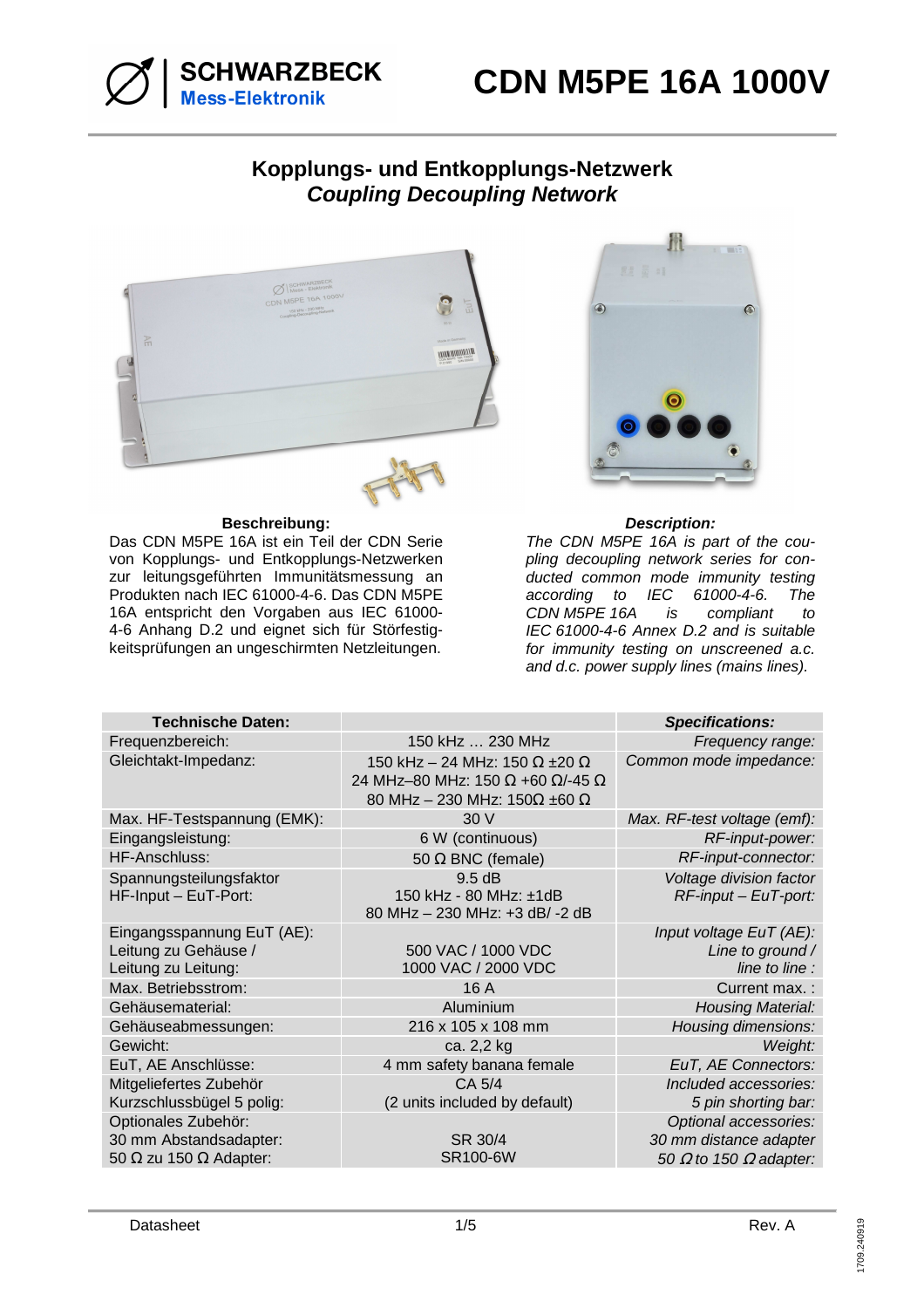SCHWARZBECK
Mess-Elektronik

# CDN M5PE 16A 1000V

## Kopplungs- und Entkopplungs-Netzwerk
## *Coupling Decoupling Network*

**Beschreibung:**

Das CDN M5PE 16A ist ein Teil der CDN Serie von Kopplungs- und Entkopplungs-Netzwerken zur leitungsgeführten Immunitätsmessung an Produkten nach IEC 61000-4-6. Das CDN M5PE 16A entspricht den Vorgaben aus IEC 61000-4-6 Anhang D.2 und eignet sich für Störfestigkeitsprüfungen an ungeschirmten Netzleitungen.

***Description:***

*The CDN M5PE 16A is part of the coupling decoupling network series for conducted common mode immunity testing according to IEC 61000-4-6. The CDN M5PE 16A is compliant to IEC 61000-4-6 Annex D.2 and is suitable for immunity testing on unscreened a.c. and d.c. power supply lines (mains lines).*

| **Technische Daten:** | | ***Specifications:*** |
|---|---|---|
| Frequenzbereich: | 150 kHz … 230 MHz | *Frequency range:* |
| Gleichtakt-Impedanz: | 150 kHz – 24 MHz: 150 Ω ±20 Ω<br>24 MHz–80 MHz: 150 Ω +60 Ω/-45 Ω<br>80 MHz – 230 MHz: 150Ω ±60 Ω | *Common mode impedance:* |
| Max. HF-Testspannung (EMK): | 30 V | *Max. RF-test voltage (emf):* |
| Eingangsleistung: | 6 W (continuous) | *RF-input-power:* |
| HF-Anschluss: | 50 Ω BNC (female) | *RF-input-connector:* |
| Spannungsteilungsfaktor<br>HF-Input – EuT-Port: | 9.5 dB<br>150 kHz - 80 MHz: ±1dB<br>80 MHz – 230 MHz: +3 dB/ -2 dB | *Voltage division factor*<br>*RF-input – EuT-port:* |
| Eingangsspannung EuT (AE):<br>Leitung zu Gehäuse /<br>Leitung zu Leitung: | <br>500 VAC / 1000 VDC<br>1000 VAC / 2000 VDC | *Input voltage EuT (AE):*<br>*Line to ground /*<br>*line to line :* |
| Max. Betriebsstrom: | 16 A | Current max. : |
| Gehäusematerial: | Aluminium | *Housing Material:* |
| Gehäuseabmessungen: | 216 x 105 x 108 mm | *Housing dimensions:* |
| Gewicht: | ca. 2,2 kg | *Weight:* |
| EuT, AE Anschlüsse: | 4 mm safety banana female | *EuT, AE Connectors:* |
| Mitgeliefertes Zubehör<br>Kurzschlussbügel 5 polig: | CA 5/4<br>(2 units included by default) | *Included accessories:*<br>*5 pin shorting bar:* |
| Optionales Zubehör:<br>30 mm Abstandsadapter:<br>50 Ω zu 150 Ω Adapter: | <br>SR 30/4<br>SR100-6W | *Optional accessories:*<br>*30 mm distance adapter*<br>*50 Ω to 150 Ω adapter:* |

Datasheet Rev. A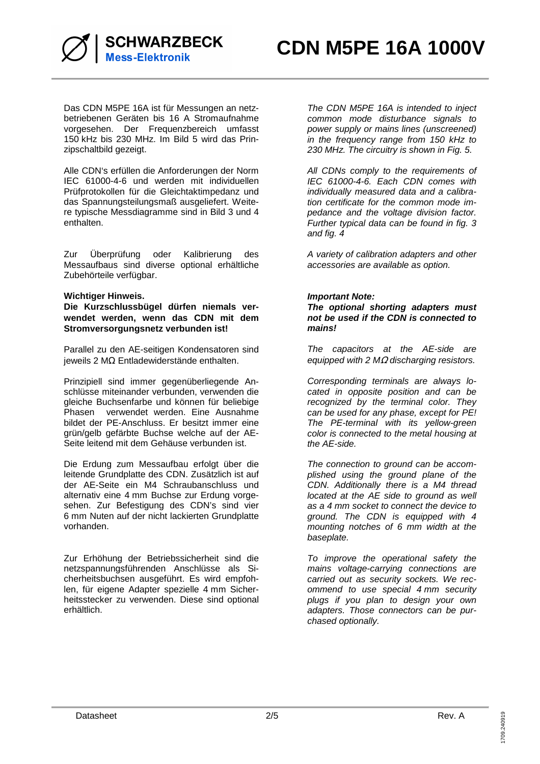Das CDN M5PE 16A ist für Messungen an netzbetriebenen Geräten bis 16 A Stromaufnahme vorgesehen. Der Frequenzbereich umfasst 150 kHz bis 230 MHz. Im Bild 5 wird das Prinzipschaltbild gezeigt.

*The CDN M5PE 16A is intended to inject common mode disturbance signals to power supply or mains lines (unscreened) in the frequency range from 150 kHz to 230 MHz. The circuitry is shown in Fig. 5.*

Alle CDN's erfüllen die Anforderungen der Norm IEC 61000-4-6 und werden mit individuellen Prüfprotokollen für die Gleichtaktimpedanz und das Spannungsteilungsmaß ausgeliefert. Weitere typische Messdiagramme sind in Bild 3 und 4 enthalten.

*All CDNs comply to the requirements of IEC 61000-4-6. Each CDN comes with individually measured data and a calibration certificate for the common mode impedance and the voltage division factor. Further typical data can be found in fig. 3 and fig. 4*

Zur Überprüfung oder Kalibrierung des Messaufbaus sind diverse optional erhältliche Zubehörteile verfügbar.

*A variety of calibration adapters and other accessories are available as option.*

**Wichtiger Hinweis.**
**Die Kurzschlussbügel dürfen niemals verwendet werden, wenn das CDN mit dem Stromversorgungsnetz verbunden ist!**

***Important Note:***
***The optional shorting adapters must not be used if the CDN is connected to mains!***

Parallel zu den AE-seitigen Kondensatoren sind jeweils 2 MΩ Entladewiderstände enthalten.

*The capacitors at the AE-side are equipped with 2 MΩ discharging resistors.*

Prinzipiell sind immer gegenüberliegende Anschlüsse miteinander verbunden, verwenden die gleiche Buchsenfarbe und können für beliebige Phasen verwendet werden. Eine Ausnahme bildet der PE-Anschluss. Er besitzt immer eine grün/gelb gefärbte Buchse welche auf der AE-Seite leitend mit dem Gehäuse verbunden ist.

*Corresponding terminals are always located in opposite position and can be recognized by the terminal color. They can be used for any phase, except for PE! The PE-terminal with its yellow-green color is connected to the metal housing at the AE-side.*

Die Erdung zum Messaufbau erfolgt über die leitende Grundplatte des CDN. Zusätzlich ist auf der AE-Seite ein M4 Schraubanschluss und alternativ eine 4 mm Buchse zur Erdung vorgesehen. Zur Befestigung des CDN's sind vier 6 mm Nuten auf der nicht lackierten Grundplatte vorhanden.

*The connection to ground can be accomplished using the ground plane of the CDN. Additionally there is a M4 thread located at the AE side to ground as well as a 4 mm socket to connect the device to ground. The CDN is equipped with 4 mounting notches of 6 mm width at the baseplate.*

Zur Erhöhung der Betriebssicherheit sind die netzspannungsführenden Anschlüsse als Sicherheitsbuchsen ausgeführt. Es wird empfohlen, für eigene Adapter spezielle 4 mm Sicherheitsstecker zu verwenden. Diese sind optional erhältlich.

*To improve the operational safety the mains voltage-carrying connections are carried out as security sockets. We recommend to use special 4 mm security plugs if you plan to design your own adapters. Those connectors can be purchased optionally.*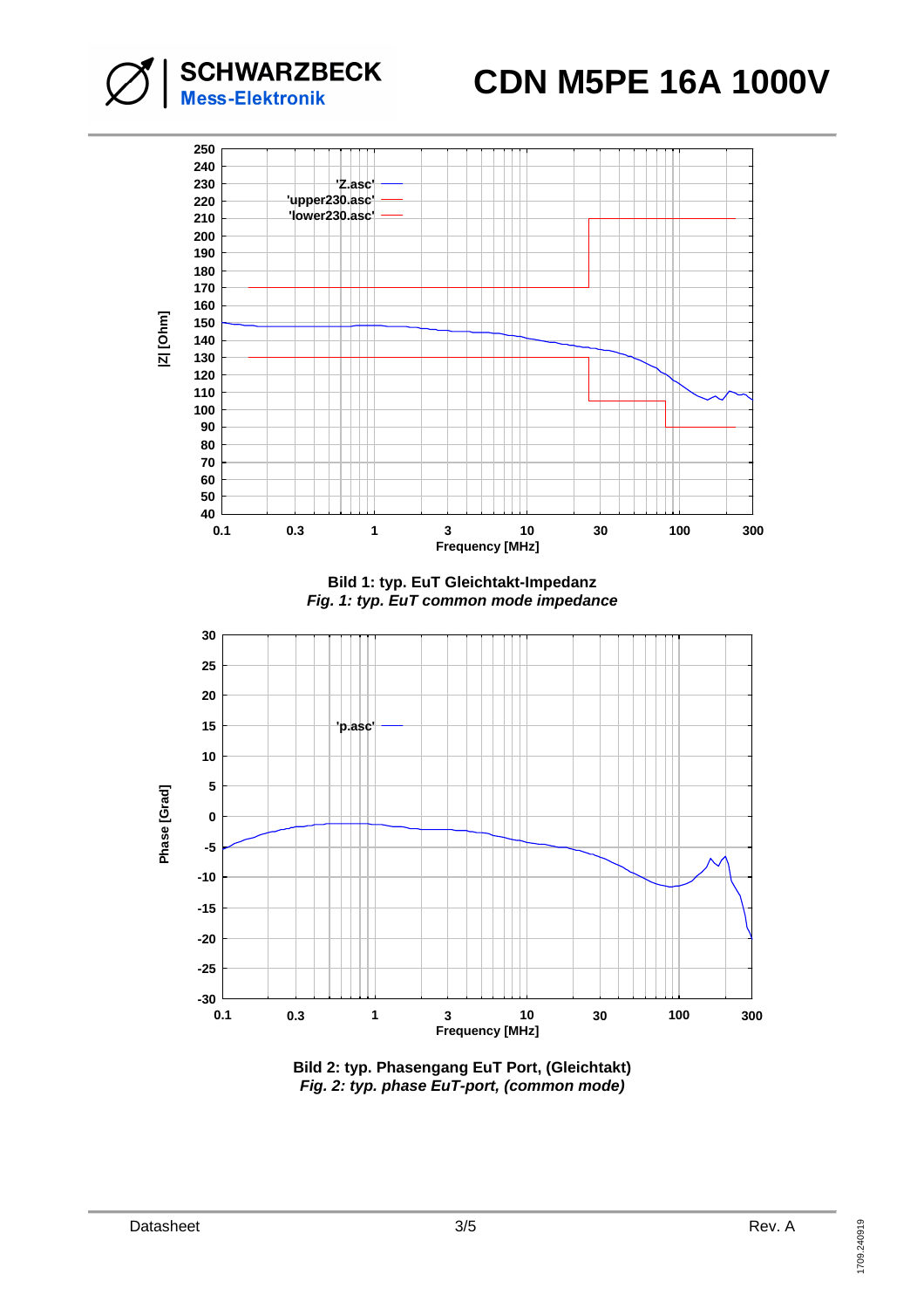**Bild 1: typ. EuT Gleichtakt-Impedanz**
*Fig. 1: typ. EuT common mode impedance*

**Bild 2: typ. Phasengang EuT Port, (Gleichtakt)**
*Fig. 2: typ. phase EuT-port, (common mode)*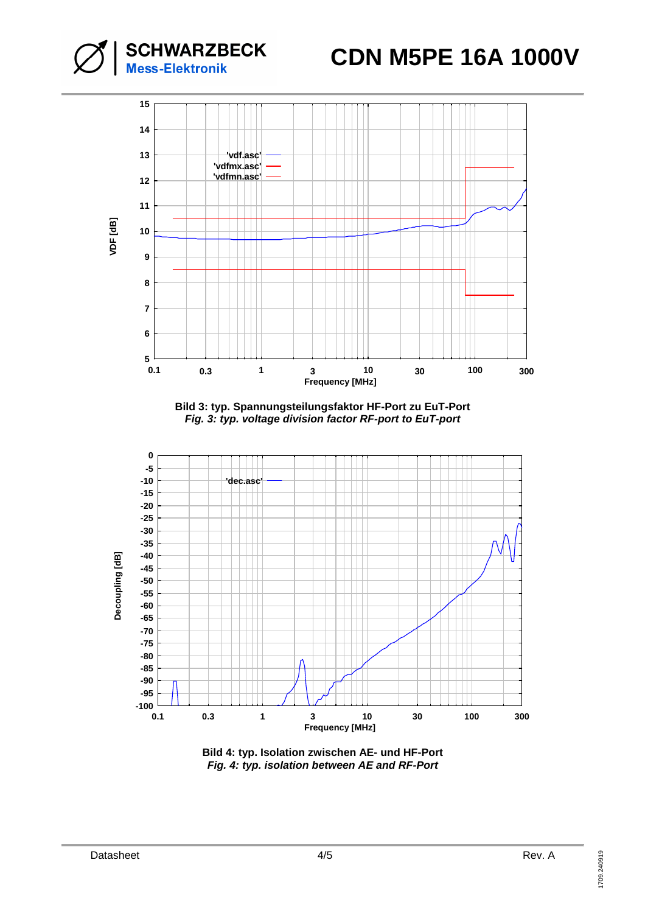Bild 3: typ. Spannungsteilungsfaktor HF-Port zu EuT-Port
*Fig. 3: typ. voltage division factor RF-port to EuT-port*

Bild 4: typ. Isolation zwischen AE- und HF-Port
*Fig. 4: typ. isolation between AE and RF-Port*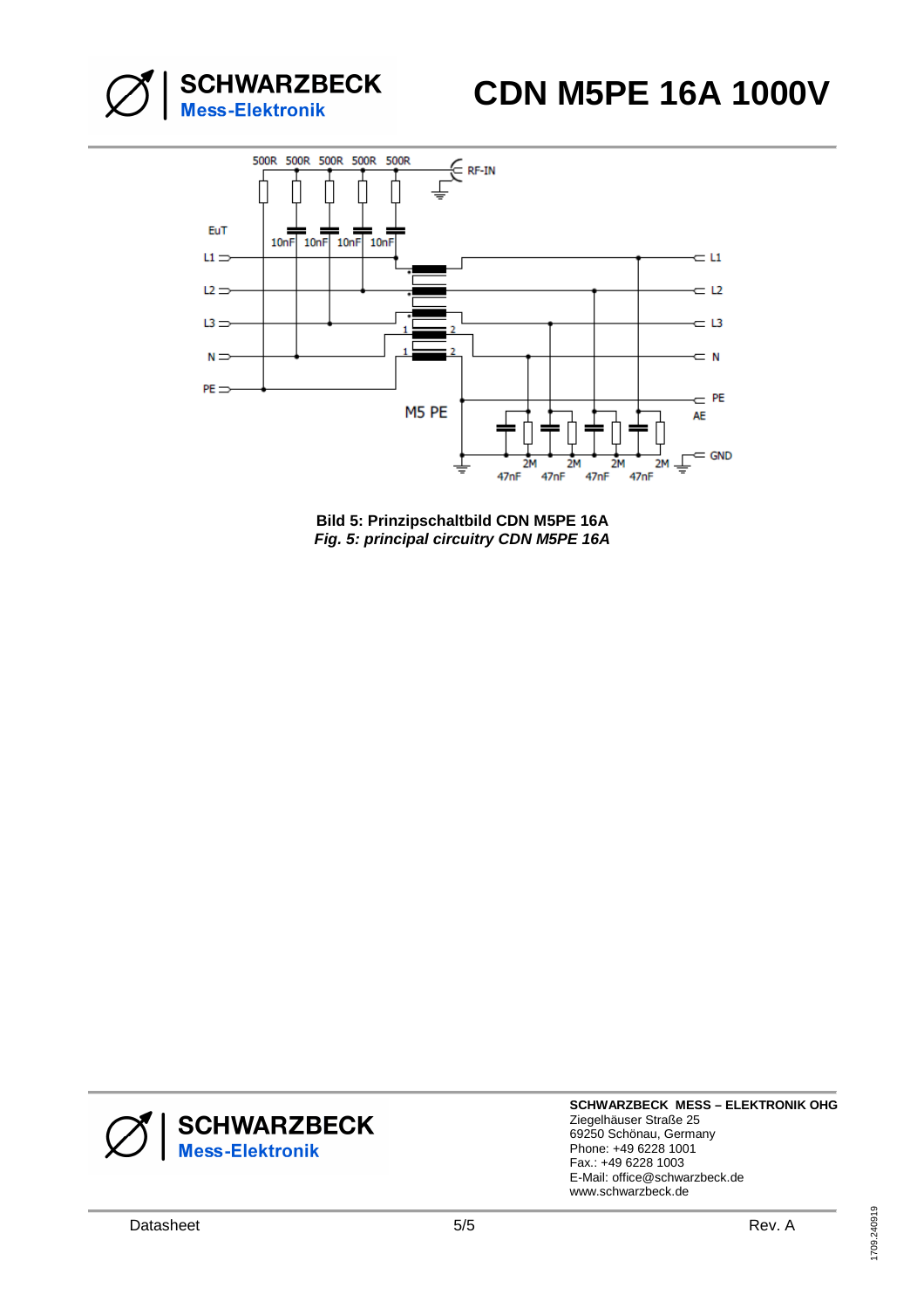500R 500R 500R 500R 500R

RF-IN

EuT

10nF 10nF 10nF 10nF

L1

L2

L3

N

PE

1 2

1 2

L1

L2

L3

N

PE

AE

M5 PE

GND

2M 2M 2M 2M

47nF 47nF 47nF 47nF

**Bild 5: Prinzipschaltbild CDN M5PE 16A**
***Fig. 5: principal circuitry CDN M5PE 16A***

**SCHWARZBECK MESS – ELEKTRONIK OHG**
Ziegelhäuser Straße 25
69250 Schönau, Germany
Phone: +49 6228 1001
Fax.: +49 6228 1003
E-Mail: office@schwarzbeck.de
www.schwarzbeck.de